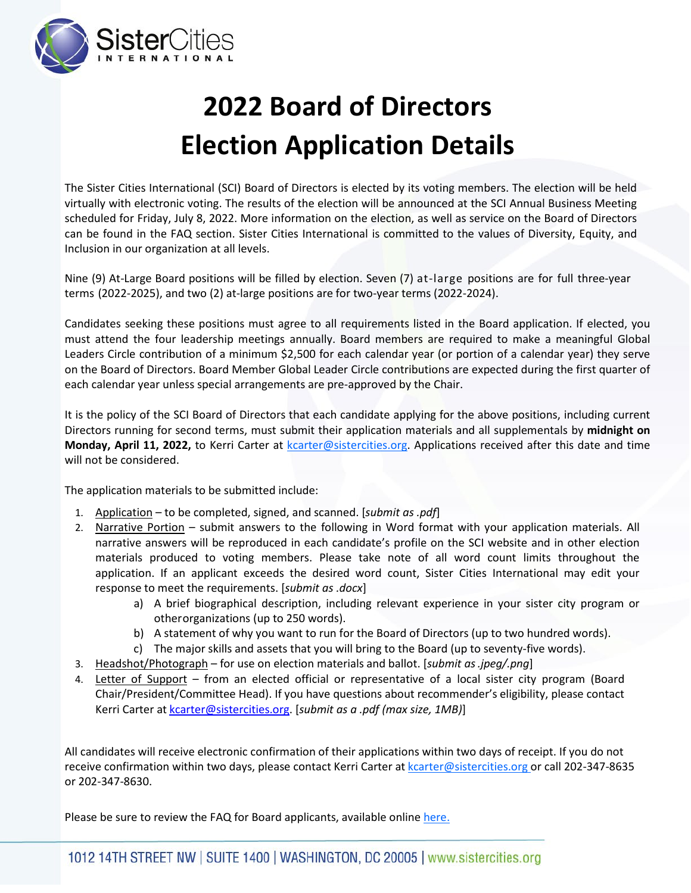# 2022 Board of Directors Election Application Details

The Sister Cities International (SCI) Board of Directors is elected by its voting members. The election will be held virtually with electronic voting. The results of the election will be announced at the SCI Annual Business Meeting scheduled for Friday, July 8, 2022. More information on the election, as well as service on the Board of Directors can be found in the FAQ section. Sister Cities International is committed to the values of Diversity, Equity, and Inclusion in our organization at all levels.

Nine (9) At-Large Board positions will be filled by election. Seven (7) at-large positions are for full three-year terms (2022-2025), and two (2) at-large positions are for two-year terms (2022-2024).

Candidates seeking these positions must agree to all requirements listed in the Board application. If elected, you must attend the four leadership meetings annually. Board members are required to make a meaningful Global Leaders Circle contribution of a minimum $2,500 for each calendar year (or portion of a calendar year) they serve on the Board of Directors. Board Member Global Leader Circle contributions are expected during the first quarter of each calendar year unless special arrangements are pre-approved by the Chair.

It is the policy of the SCI Board of Directors that each candidate applying for the above positions, including current Directors running for second terms, must submit their application materials and all supplementals by **midnight on Monday, April 11, 2022,** to Kerri Carter at kcarter@sistercities.org. Applications received after this date and time will not be considered.

The application materials to be submitted include:

1. Application – to be completed, signed, and scanned. [*submit as .pdf*]
2. Narrative Portion – submit answers to the following in Word format with your application materials. All narrative answers will be reproduced in each candidate's profile on the SCI website and in other election materials produced to voting members. Please take note of all word count limits throughout the application. If an applicant exceeds the desired word count, Sister Cities International may edit your response to meet the requirements. [*submit as .docx*]
   a) A brief biographical description, including relevant experience in your sister city program or otherorganizations (up to 250 words).
   b) A statement of why you want to run for the Board of Directors (up to two hundred words).
   c) The major skills and assets that you will bring to the Board (up to seventy-five words).
3. Headshot/Photograph – for use on election materials and ballot. [*submit as .jpeg/.png*]
4. Letter of Support – from an elected official or representative of a local sister city program (Board Chair/President/Committee Head). If you have questions about recommender's eligibility, please contact Kerri Carter at kcarter@sistercities.org. [*submit as a .pdf (max size, 1MB)*]

All candidates will receive electronic confirmation of their applications within two days of receipt. If you do not receive confirmation within two days, please contact Kerri Carter at kcarter@sistercities.org or call 202-347-8635 or 202-347-8630.

Please be sure to review the FAQ for Board applicants, available online here.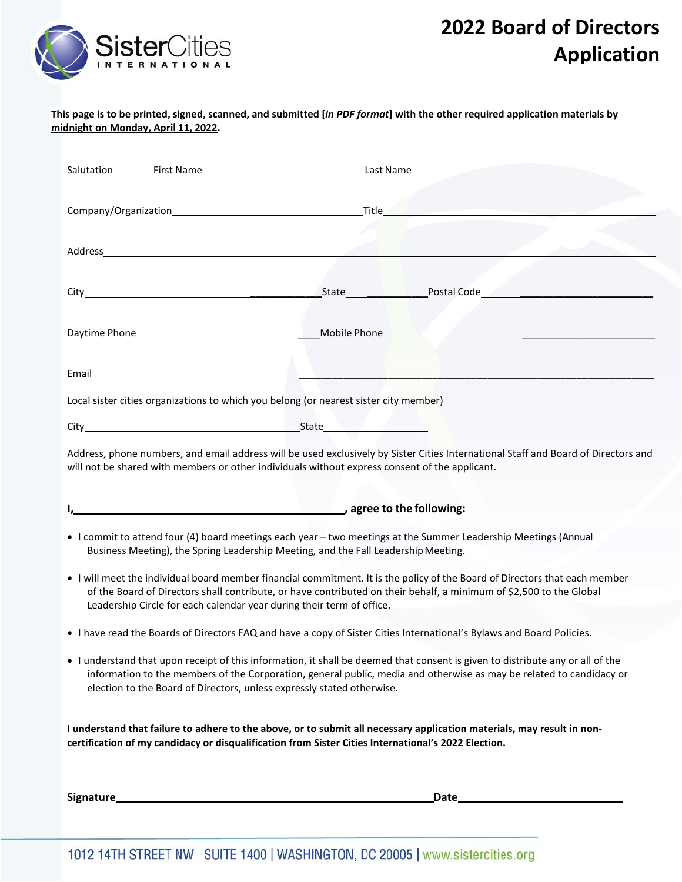# 2022 Board of Directors Application

**This page is to be printed, signed, scanned, and submitted [*in PDF format*] with the other required application materials by midnight on Monday, April 11, 2022.**

Salutation________ First Name______________________________ Last Name______________________________

Company/Organization______________________________ Title______________________________

Address______________________________________________________________________________

City______________________________ State______________ Postal Code______________________________

Daytime Phone______________________________ Mobile Phone______________________________

Email______________________________________________________________________________

Local sister cities organizations to which you belong (or nearest sister city member)

City______________________________ State______________

Address, phone numbers, and email address will be used exclusively by Sister Cities International Staff and Board of Directors and will not be shared with members or other individuals without express consent of the applicant.

**I,______________________________________________, agree to the following:**

- I commit to attend four (4) board meetings each year – two meetings at the Summer Leadership Meetings (Annual Business Meeting), the Spring Leadership Meeting, and the Fall Leadership Meeting.
- I will meet the individual board member financial commitment. It is the policy of the Board of Directors that each member of the Board of Directors shall contribute, or have contributed on their behalf, a minimum of $2,500 to the Global Leadership Circle for each calendar year during their term of office.
- I have read the Boards of Directors FAQ and have a copy of Sister Cities International's Bylaws and Board Policies.
- I understand that upon receipt of this information, it shall be deemed that consent is given to distribute any or all of the information to the members of the Corporation, general public, media and otherwise as may be related to candidacy or election to the Board of Directors, unless expressly stated otherwise.

**I understand that failure to adhere to the above, or to submit all necessary application materials, may result in non-certification of my candidacy or disqualification from Sister Cities International's 2022 Election.**

**Signature**______________________________________________ **Date**______________________________